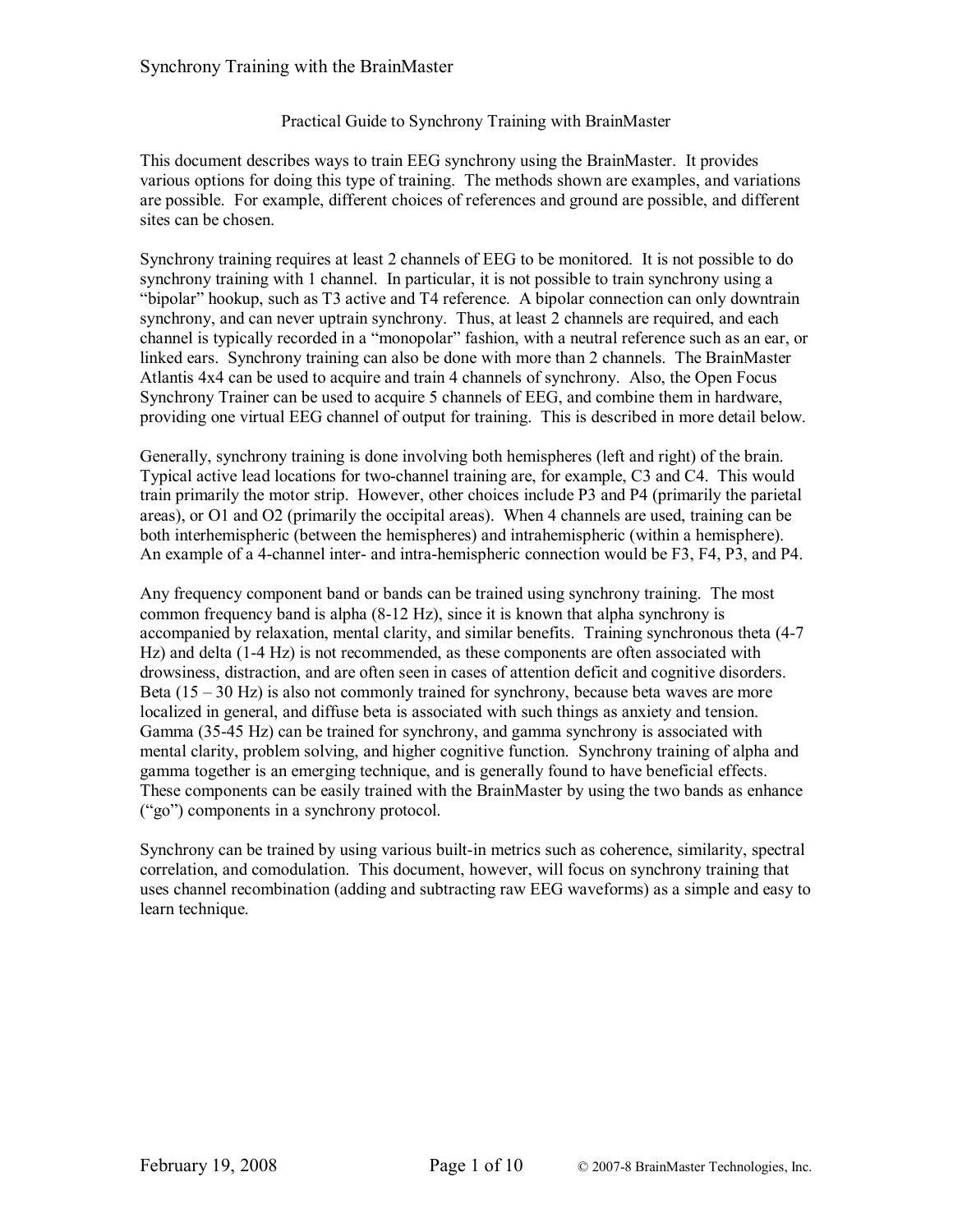# Practical Guide to Synchrony Training with BrainMaster

This document describes ways to train EEG synchrony using the BrainMaster. It provides various options for doing this type of training. The methods shown are examples, and variations are possible. For example, different choices of references and ground are possible, and different sites can be chosen.

Synchrony training requires at least 2 channels of EEG to be monitored. It is not possible to do synchrony training with 1 channel. In particular, it is not possible to train synchrony using a "bipolar" hookup, such as T3 active and T4 reference. A bipolar connection can only downtrain synchrony, and can never uptrain synchrony. Thus, at least 2 channels are required, and each channel is typically recorded in a "monopolar" fashion, with a neutral reference such as an ear, or linked ears. Synchrony training can also be done with more than 2 channels. The BrainMaster Atlantis 4x4 can be used to acquire and train 4 channels of synchrony. Also, the Open Focus Synchrony Trainer can be used to acquire 5 channels of EEG, and combine them in hardware, providing one virtual EEG channel of output for training. This is described in more detail below.

Generally, synchrony training is done involving both hemispheres (left and right) of the brain. Typical active lead locations for two-channel training are, for example, C3 and C4. This would train primarily the motor strip. However, other choices include P3 and P4 (primarily the parietal areas), or O1 and O2 (primarily the occipital areas). When 4 channels are used, training can be both interhemispheric (between the hemispheres) and intrahemispheric (within a hemisphere). An example of a 4-channel inter- and intra-hemispheric connection would be F3, F4, P3, and P4.

Any frequency component band or bands can be trained using synchrony training. The most common frequency band is alpha (8-12 Hz), since it is known that alpha synchrony is accompanied by relaxation, mental clarity, and similar benefits. Training synchronous theta (4-7 Hz) and delta (1-4 Hz) is not recommended, as these components are often associated with drowsiness, distraction, and are often seen in cases of attention deficit and cognitive disorders. Beta (15 – 30 Hz) is also not commonly trained for synchrony, because beta waves are more localized in general, and diffuse beta is associated with such things as anxiety and tension. Gamma (35-45 Hz) can be trained for synchrony, and gamma synchrony is associated with mental clarity, problem solving, and higher cognitive function. Synchrony training of alpha and gamma together is an emerging technique, and is generally found to have beneficial effects. These components can be easily trained with the BrainMaster by using the two bands as enhance ("go") components in a synchrony protocol.

Synchrony can be trained by using various built-in metrics such as coherence, similarity, spectral correlation, and comodulation. This document, however, will focus on synchrony training that uses channel recombination (adding and subtracting raw EEG waveforms) as a simple and easy to learn technique.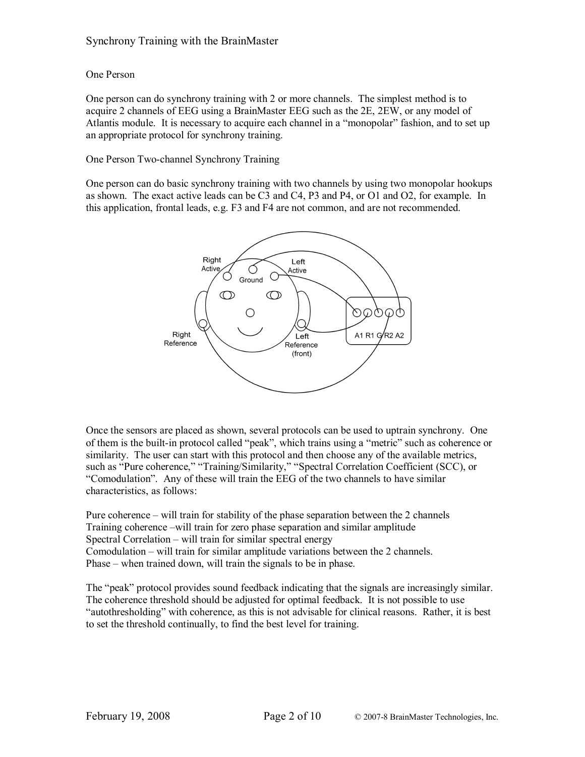One Person

One person can do synchrony training with 2 or more channels. The simplest method is to acquire 2 channels of EEG using a BrainMaster EEG such as the 2E, 2EW, or any model of Atlantis module. It is necessary to acquire each channel in a "monopolar" fashion, and to set up an appropriate protocol for synchrony training.

One Person Two-channel Synchrony Training

One person can do basic synchrony training with two channels by using two monopolar hookups as shown. The exact active leads can be C3 and C4, P3 and P4, or O1 and O2, for example. In this application, frontal leads, e.g. F3 and F4 are not common, and are not recommended.

Once the sensors are placed as shown, several protocols can be used to uptrain synchrony. One of them is the built-in protocol called "peak", which trains using a "metric" such as coherence or similarity. The user can start with this protocol and then choose any of the available metrics, such as "Pure coherence," "Training/Similarity," "Spectral Correlation Coefficient (SCC), or "Comodulation". Any of these will train the EEG of the two channels to have similar characteristics, as follows:

Pure coherence – will train for stability of the phase separation between the 2 channels
Training coherence –will train for zero phase separation and similar amplitude
Spectral Correlation – will train for similar spectral energy
Comodulation – will train for similar amplitude variations between the 2 channels.
Phase – when trained down, will train the signals to be in phase.

The "peak" protocol provides sound feedback indicating that the signals are increasingly similar. The coherence threshold should be adjusted for optimal feedback. It is not possible to use "autothresholding" with coherence, as this is not advisable for clinical reasons. Rather, it is best to set the threshold continually, to find the best level for training.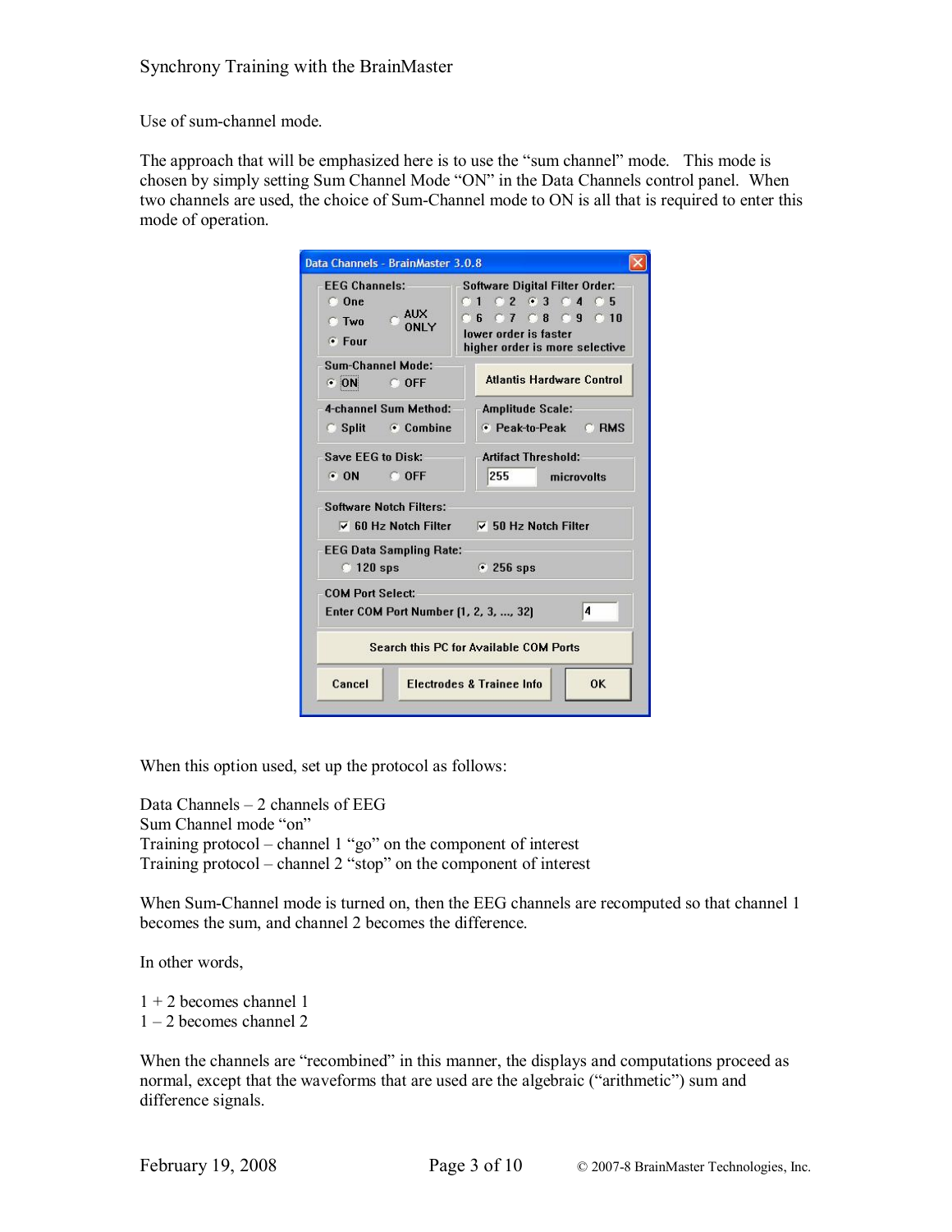Use of sum-channel mode.

The approach that will be emphasized here is to use the "sum channel" mode. This mode is chosen by simply setting Sum Channel Mode "ON" in the Data Channels control panel. When two channels are used, the choice of Sum-Channel mode to ON is all that is required to enter this mode of operation.

When this option used, set up the protocol as follows:

Data Channels – 2 channels of EEG
Sum Channel mode "on"
Training protocol – channel 1 "go" on the component of interest
Training protocol – channel 2 "stop" on the component of interest

When Sum-Channel mode is turned on, then the EEG channels are recomputed so that channel 1 becomes the sum, and channel 2 becomes the difference.

In other words,

1 + 2 becomes channel 1
1 – 2 becomes channel 2

When the channels are "recombined" in this manner, the displays and computations proceed as normal, except that the waveforms that are used are the algebraic ("arithmetic") sum and difference signals.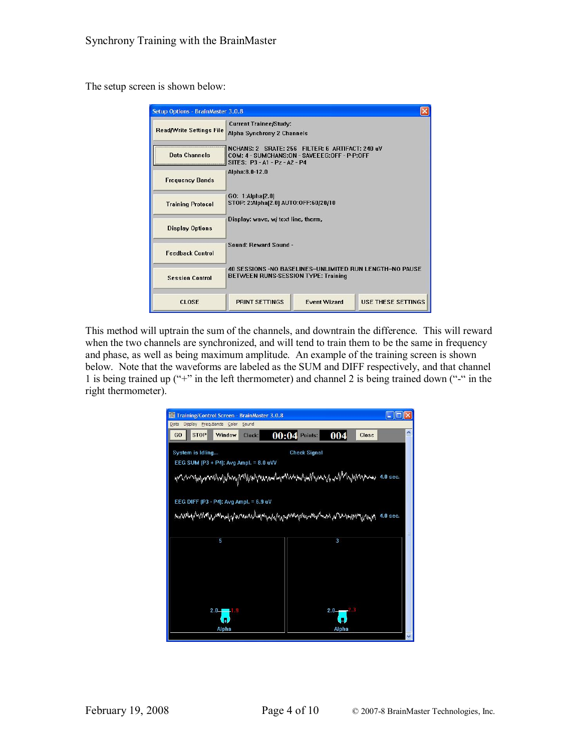The setup screen is shown below:

This method will uptrain the sum of the channels, and downtrain the difference. This will reward when the two channels are synchronized, and will tend to train them to be the same in frequency and phase, as well as being maximum amplitude. An example of the training screen is shown below. Note that the waveforms are labeled as the SUM and DIFF respectively, and that channel 1 is being trained up ("+" in the left thermometer) and channel 2 is being trained down ("-" in the right thermometer).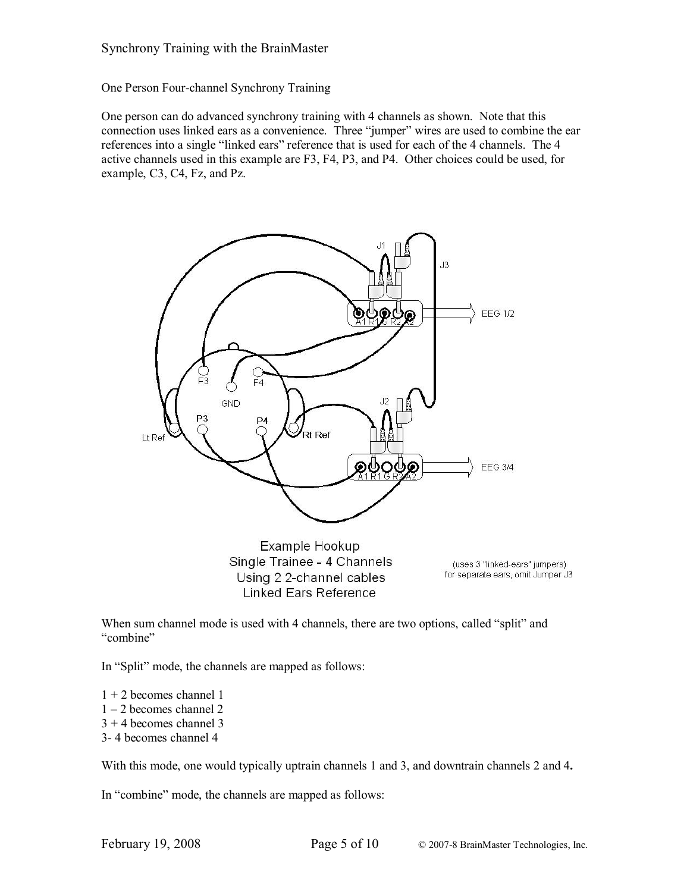One Person Four-channel Synchrony Training

One person can do advanced synchrony training with 4 channels as shown. Note that this connection uses linked ears as a convenience. Three "jumper" wires are used to combine the ear references into a single "linked ears" reference that is used for each of the 4 channels. The 4 active channels used in this example are F3, F4, P3, and P4. Other choices could be used, for example, C3, C4, Fz, and Pz.

Example Hookup
Single Trainee - 4 Channels
Using 2 2-channel cables
Linked Ears Reference

(uses 3 "linked-ears" jumpers)
for separate ears, omit Jumper J3

When sum channel mode is used with 4 channels, there are two options, called "split" and "combine"

In "Split" mode, the channels are mapped as follows:

1 + 2 becomes channel 1
1 – 2 becomes channel 2
3 + 4 becomes channel 3
3- 4 becomes channel 4

With this mode, one would typically uptrain channels 1 and 3, and downtrain channels 2 and 4**.**

In "combine" mode, the channels are mapped as follows: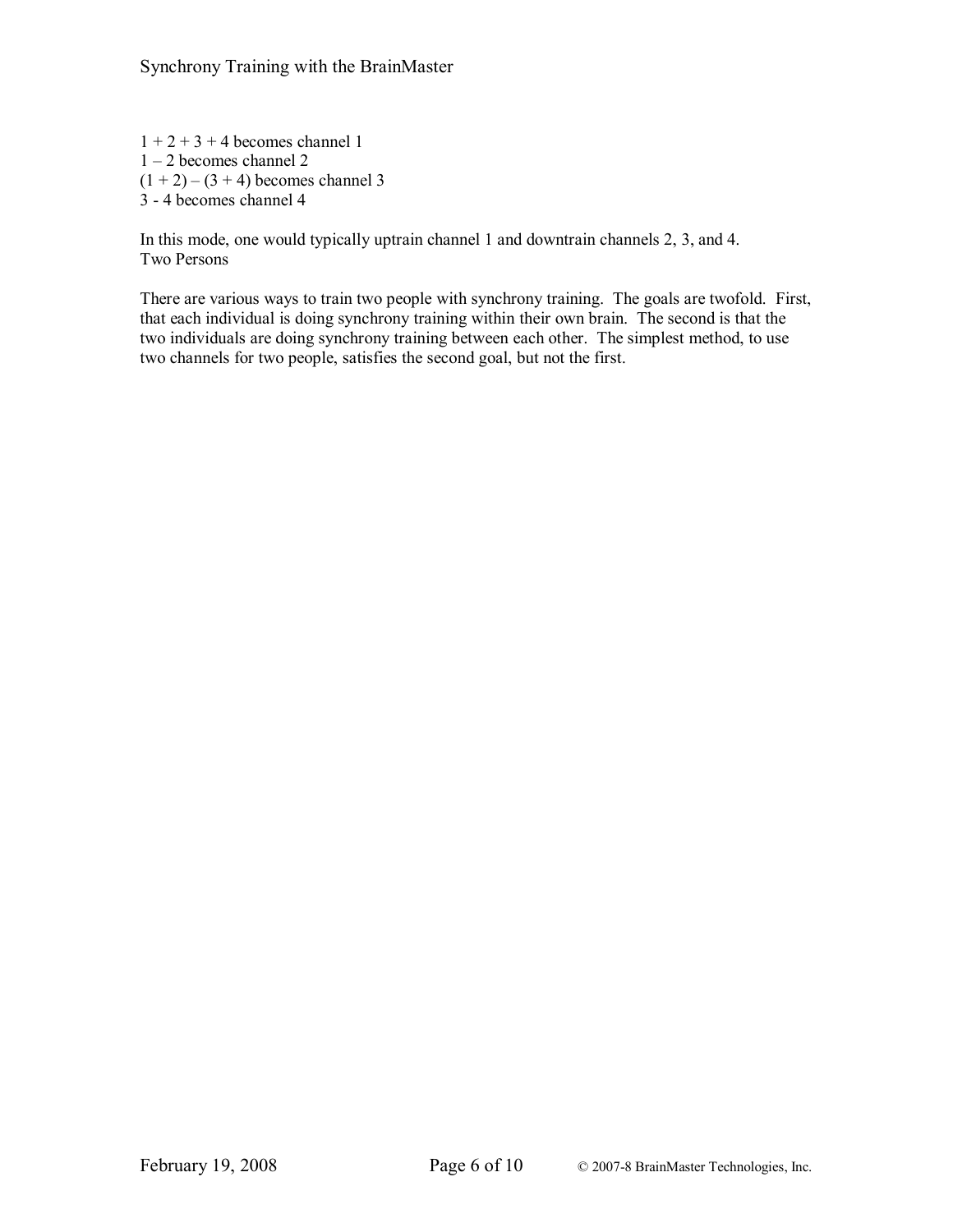1 + 2 + 3 + 4 becomes channel 1
1 – 2 becomes channel 2
(1 + 2) – (3 + 4) becomes channel 3
3 - 4 becomes channel 4

In this mode, one would typically uptrain channel 1 and downtrain channels 2, 3, and 4.

## Two Persons

There are various ways to train two people with synchrony training. The goals are twofold. First, that each individual is doing synchrony training within their own brain. The second is that the two individuals are doing synchrony training between each other. The simplest method, to use two channels for two people, satisfies the second goal, but not the first.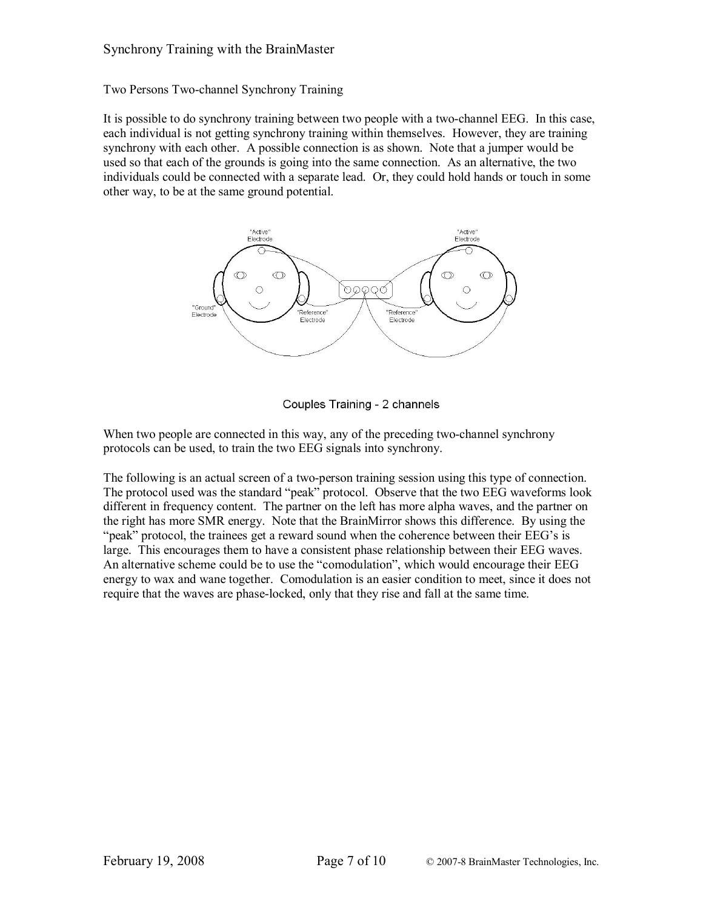Two Persons Two-channel Synchrony Training

It is possible to do synchrony training between two people with a two-channel EEG. In this case, each individual is not getting synchrony training within themselves. However, they are training synchrony with each other. A possible connection is as shown. Note that a jumper would be used so that each of the grounds is going into the same connection. As an alternative, the two individuals could be connected with a separate lead. Or, they could hold hands or touch in some other way, to be at the same ground potential.

Couples Training - 2 channels

When two people are connected in this way, any of the preceding two-channel synchrony protocols can be used, to train the two EEG signals into synchrony.

The following is an actual screen of a two-person training session using this type of connection. The protocol used was the standard "peak" protocol. Observe that the two EEG waveforms look different in frequency content. The partner on the left has more alpha waves, and the partner on the right has more SMR energy. Note that the BrainMirror shows this difference. By using the "peak" protocol, the trainees get a reward sound when the coherence between their EEG's is large. This encourages them to have a consistent phase relationship between their EEG waves. An alternative scheme could be to use the "comodulation", which would encourage their EEG energy to wax and wane together. Comodulation is an easier condition to meet, since it does not require that the waves are phase-locked, only that they rise and fall at the same time.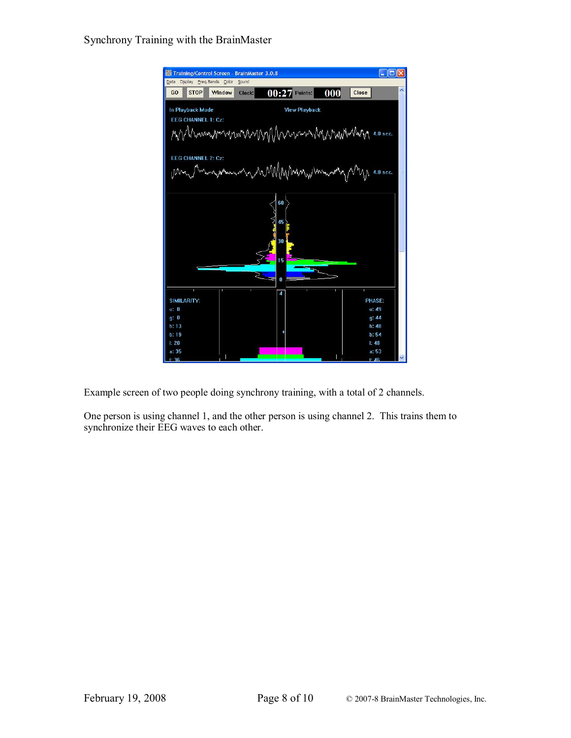Example screen of two people doing synchrony training, with a total of 2 channels.

One person is using channel 1, and the other person is using channel 2. This trains them to synchronize their EEG waves to each other.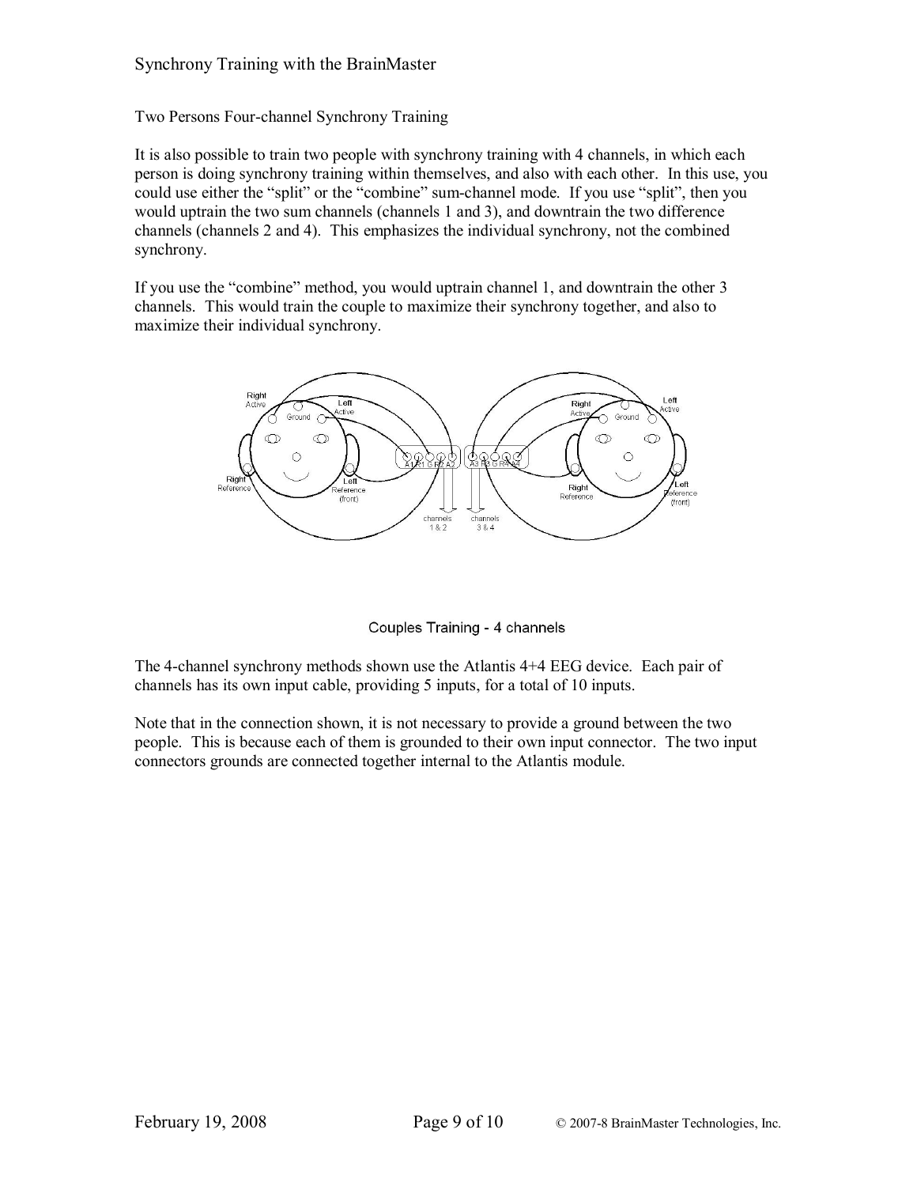Two Persons Four-channel Synchrony Training

It is also possible to train two people with synchrony training with 4 channels, in which each person is doing synchrony training within themselves, and also with each other. In this use, you could use either the "split" or the "combine" sum-channel mode. If you use "split", then you would uptrain the two sum channels (channels 1 and 3), and downtrain the two difference channels (channels 2 and 4). This emphasizes the individual synchrony, not the combined synchrony.

If you use the "combine" method, you would uptrain channel 1, and downtrain the other 3 channels. This would train the couple to maximize their synchrony together, and also to maximize their individual synchrony.

Couples Training - 4 channels

The 4-channel synchrony methods shown use the Atlantis 4+4 EEG device. Each pair of channels has its own input cable, providing 5 inputs, for a total of 10 inputs.

Note that in the connection shown, it is not necessary to provide a ground between the two people. This is because each of them is grounded to their own input connector. The two input connectors grounds are connected together internal to the Atlantis module.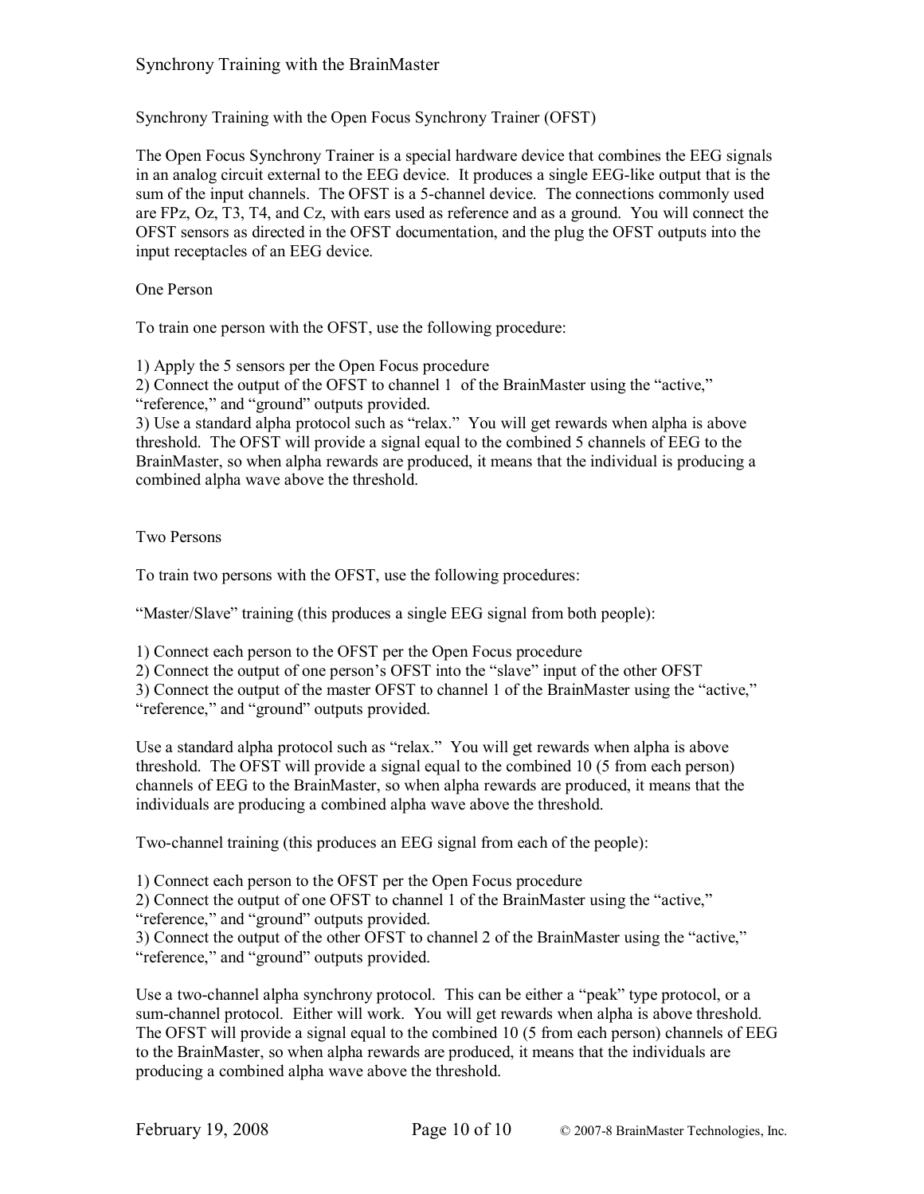## Synchrony Training with the Open Focus Synchrony Trainer (OFST)

The Open Focus Synchrony Trainer is a special hardware device that combines the EEG signals in an analog circuit external to the EEG device. It produces a single EEG-like output that is the sum of the input channels. The OFST is a 5-channel device. The connections commonly used are FPz, Oz, T3, T4, and Cz, with ears used as reference and as a ground. You will connect the OFST sensors as directed in the OFST documentation, and the plug the OFST outputs into the input receptacles of an EEG device.

### One Person

To train one person with the OFST, use the following procedure:

1) Apply the 5 sensors per the Open Focus procedure
2) Connect the output of the OFST to channel 1 of the BrainMaster using the "active," "reference," and "ground" outputs provided.
3) Use a standard alpha protocol such as "relax." You will get rewards when alpha is above threshold. The OFST will provide a signal equal to the combined 5 channels of EEG to the BrainMaster, so when alpha rewards are produced, it means that the individual is producing a combined alpha wave above the threshold.

### Two Persons

To train two persons with the OFST, use the following procedures:

"Master/Slave" training (this produces a single EEG signal from both people):

1) Connect each person to the OFST per the Open Focus procedure
2) Connect the output of one person's OFST into the "slave" input of the other OFST
3) Connect the output of the master OFST to channel 1 of the BrainMaster using the "active," "reference," and "ground" outputs provided.

Use a standard alpha protocol such as "relax." You will get rewards when alpha is above threshold. The OFST will provide a signal equal to the combined 10 (5 from each person) channels of EEG to the BrainMaster, so when alpha rewards are produced, it means that the individuals are producing a combined alpha wave above the threshold.

Two-channel training (this produces an EEG signal from each of the people):

1) Connect each person to the OFST per the Open Focus procedure
2) Connect the output of one OFST to channel 1 of the BrainMaster using the "active," "reference," and "ground" outputs provided.
3) Connect the output of the other OFST to channel 2 of the BrainMaster using the "active," "reference," and "ground" outputs provided.

Use a two-channel alpha synchrony protocol. This can be either a "peak" type protocol, or a sum-channel protocol. Either will work. You will get rewards when alpha is above threshold. The OFST will provide a signal equal to the combined 10 (5 from each person) channels of EEG to the BrainMaster, so when alpha rewards are produced, it means that the individuals are producing a combined alpha wave above the threshold.